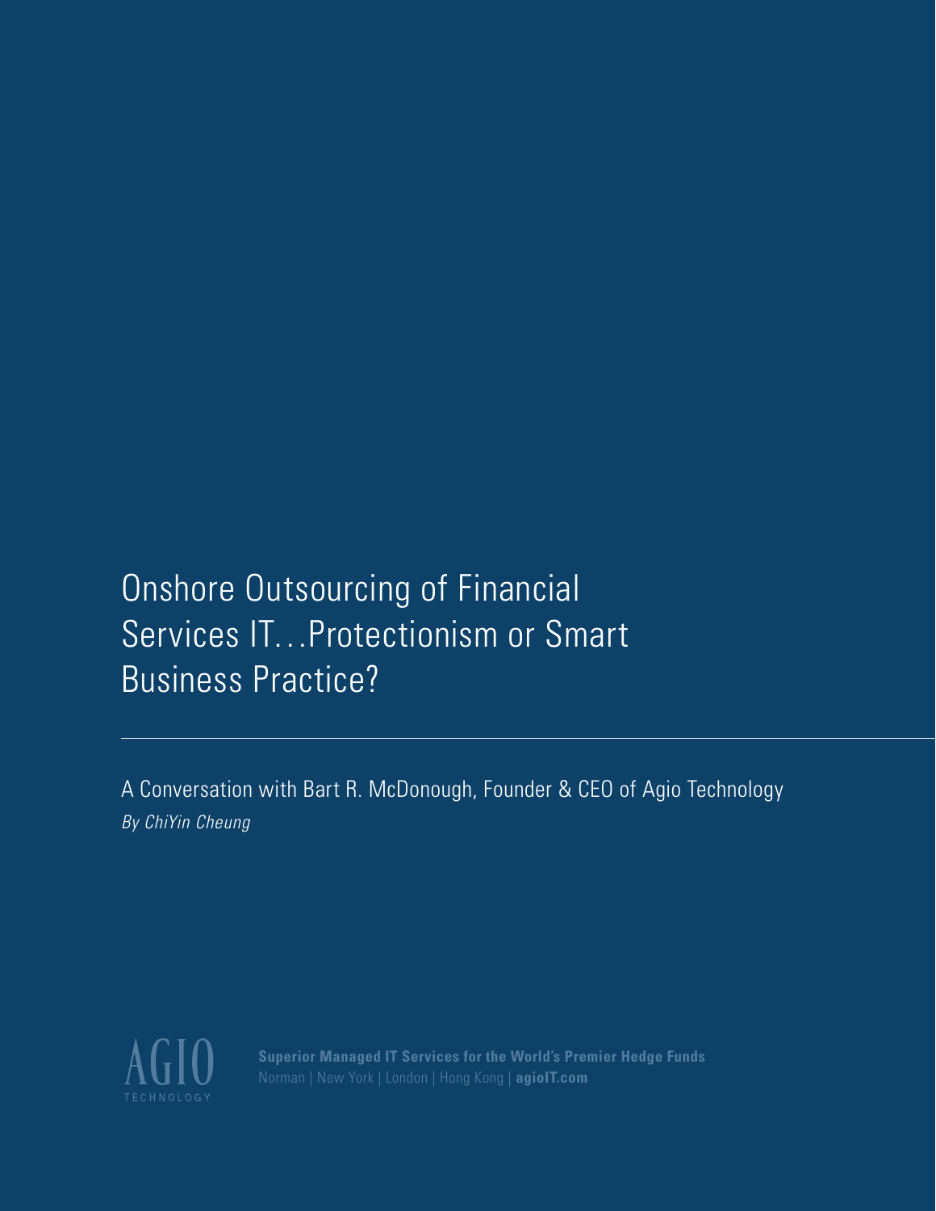# Onshore Outsourcing of Financial Services IT…Protectionism or Smart Business Practice?

A Conversation with Bart R. McDonough, Founder & CEO of Agio Technology

*By ChiYin Cheung*

AGIO
TECHNOLOGY

**Superior Managed IT Services for the World's Premier Hedge Funds**

Norman | New York | London | Hong Kong | **agioIT.com**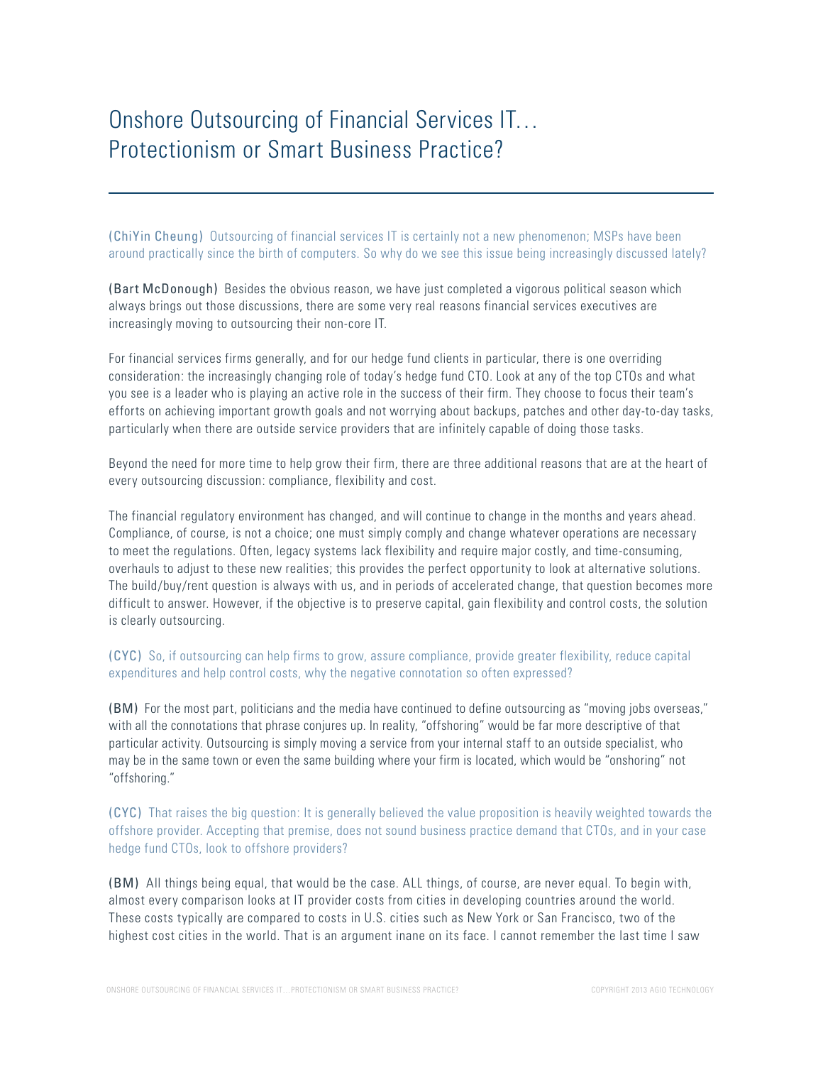# Onshore Outsourcing of Financial Services IT… Protectionism or Smart Business Practice?

(ChiYin Cheung) Outsourcing of financial services IT is certainly not a new phenomenon; MSPs have been around practically since the birth of computers. So why do we see this issue being increasingly discussed lately?

(Bart McDonough) Besides the obvious reason, we have just completed a vigorous political season which always brings out those discussions, there are some very real reasons financial services executives are increasingly moving to outsourcing their non-core IT.

For financial services firms generally, and for our hedge fund clients in particular, there is one overriding consideration: the increasingly changing role of today's hedge fund CTO. Look at any of the top CTOs and what you see is a leader who is playing an active role in the success of their firm. They choose to focus their team's efforts on achieving important growth goals and not worrying about backups, patches and other day-to-day tasks, particularly when there are outside service providers that are infinitely capable of doing those tasks.

Beyond the need for more time to help grow their firm, there are three additional reasons that are at the heart of every outsourcing discussion: compliance, flexibility and cost.

The financial regulatory environment has changed, and will continue to change in the months and years ahead. Compliance, of course, is not a choice; one must simply comply and change whatever operations are necessary to meet the regulations. Often, legacy systems lack flexibility and require major costly, and time-consuming, overhauls to adjust to these new realities; this provides the perfect opportunity to look at alternative solutions. The build/buy/rent question is always with us, and in periods of accelerated change, that question becomes more difficult to answer. However, if the objective is to preserve capital, gain flexibility and control costs, the solution is clearly outsourcing.

(CYC) So, if outsourcing can help firms to grow, assure compliance, provide greater flexibility, reduce capital expenditures and help control costs, why the negative connotation so often expressed?

(BM) For the most part, politicians and the media have continued to define outsourcing as "moving jobs overseas," with all the connotations that phrase conjures up. In reality, "offshoring" would be far more descriptive of that particular activity. Outsourcing is simply moving a service from your internal staff to an outside specialist, who may be in the same town or even the same building where your firm is located, which would be "onshoring" not "offshoring."

(CYC) That raises the big question: It is generally believed the value proposition is heavily weighted towards the offshore provider. Accepting that premise, does not sound business practice demand that CTOs, and in your case hedge fund CTOs, look to offshore providers?

(BM) All things being equal, that would be the case. ALL things, of course, are never equal. To begin with, almost every comparison looks at IT provider costs from cities in developing countries around the world. These costs typically are compared to costs in U.S. cities such as New York or San Francisco, two of the highest cost cities in the world. That is an argument inane on its face. I cannot remember the last time I saw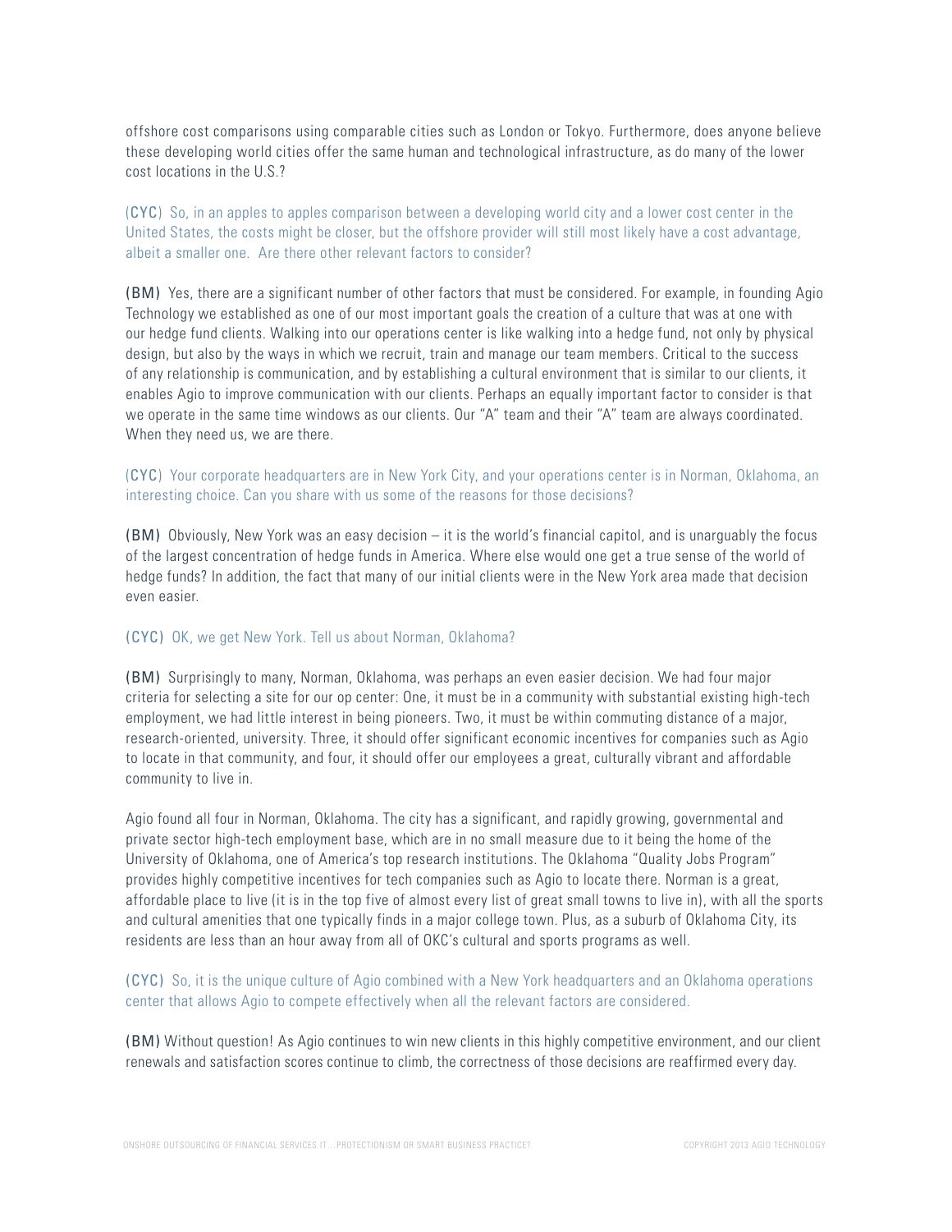offshore cost comparisons using comparable cities such as London or Tokyo. Furthermore, does anyone believe these developing world cities offer the same human and technological infrastructure, as do many of the lower cost locations in the U.S.?

**(CYC)** So, in an apples to apples comparison between a developing world city and a lower cost center in the United States, the costs might be closer, but the offshore provider will still most likely have a cost advantage, albeit a smaller one. Are there other relevant factors to consider?

**(BM)** Yes, there are a significant number of other factors that must be considered. For example, in founding Agio Technology we established as one of our most important goals the creation of a culture that was at one with our hedge fund clients. Walking into our operations center is like walking into a hedge fund, not only by physical design, but also by the ways in which we recruit, train and manage our team members. Critical to the success of any relationship is communication, and by establishing a cultural environment that is similar to our clients, it enables Agio to improve communication with our clients. Perhaps an equally important factor to consider is that we operate in the same time windows as our clients. Our "A" team and their "A" team are always coordinated. When they need us, we are there.

**(CYC)** Your corporate headquarters are in New York City, and your operations center is in Norman, Oklahoma, an interesting choice. Can you share with us some of the reasons for those decisions?

**(BM)** Obviously, New York was an easy decision – it is the world's financial capitol, and is unarguably the focus of the largest concentration of hedge funds in America. Where else would one get a true sense of the world of hedge funds? In addition, the fact that many of our initial clients were in the New York area made that decision even easier.

**(CYC)** OK, we get New York. Tell us about Norman, Oklahoma?

**(BM)** Surprisingly to many, Norman, Oklahoma, was perhaps an even easier decision. We had four major criteria for selecting a site for our op center: One, it must be in a community with substantial existing high-tech employment, we had little interest in being pioneers. Two, it must be within commuting distance of a major, research-oriented, university. Three, it should offer significant economic incentives for companies such as Agio to locate in that community, and four, it should offer our employees a great, culturally vibrant and affordable community to live in.

Agio found all four in Norman, Oklahoma. The city has a significant, and rapidly growing, governmental and private sector high-tech employment base, which are in no small measure due to it being the home of the University of Oklahoma, one of America's top research institutions. The Oklahoma "Quality Jobs Program" provides highly competitive incentives for tech companies such as Agio to locate there. Norman is a great, affordable place to live (it is in the top five of almost every list of great small towns to live in), with all the sports and cultural amenities that one typically finds in a major college town. Plus, as a suburb of Oklahoma City, its residents are less than an hour away from all of OKC's cultural and sports programs as well.

**(CYC)** So, it is the unique culture of Agio combined with a New York headquarters and an Oklahoma operations center that allows Agio to compete effectively when all the relevant factors are considered.

**(BM)** Without question! As Agio continues to win new clients in this highly competitive environment, and our client renewals and satisfaction scores continue to climb, the correctness of those decisions are reaffirmed every day.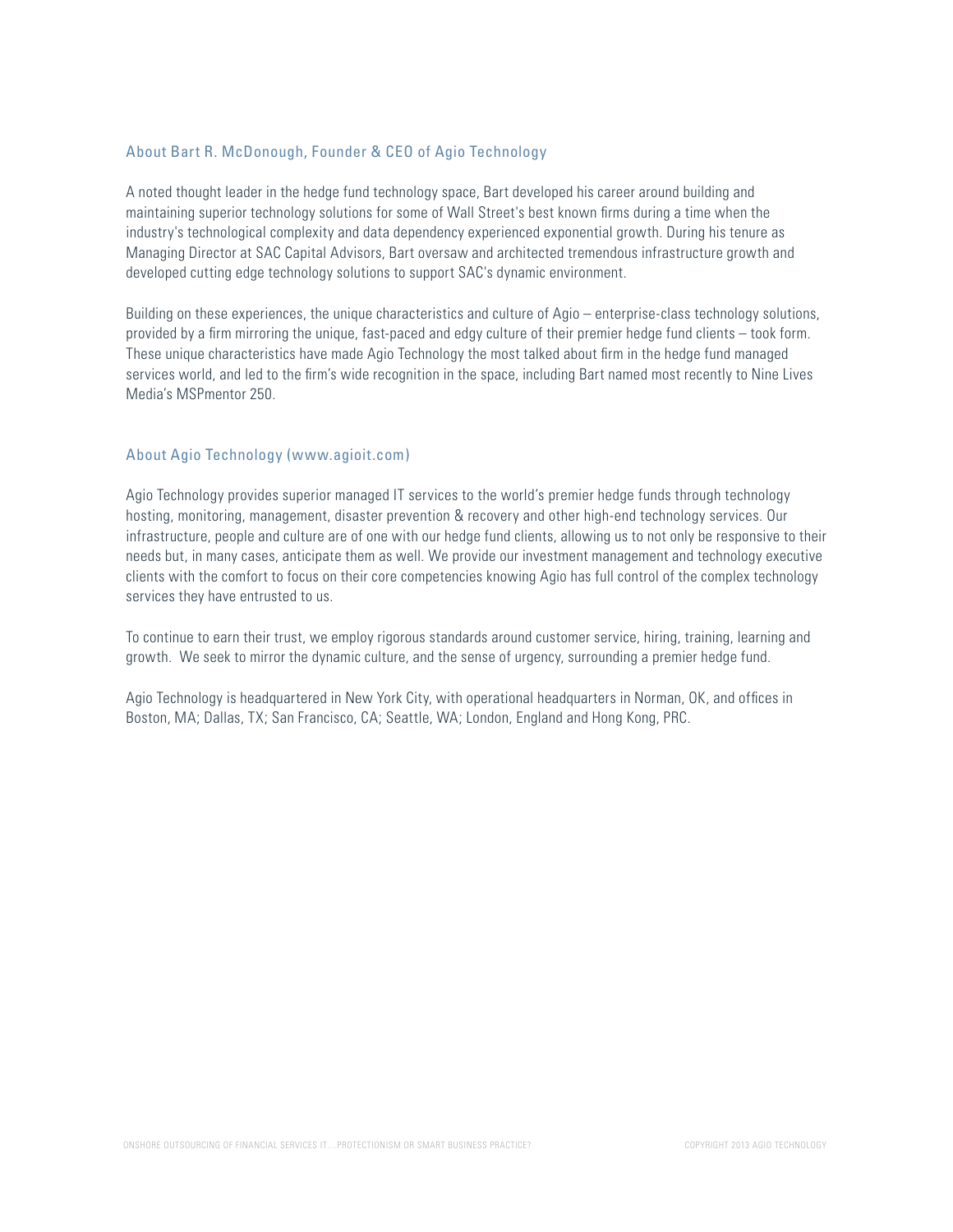## About Bart R. McDonough, Founder & CEO of Agio Technology

A noted thought leader in the hedge fund technology space, Bart developed his career around building and maintaining superior technology solutions for some of Wall Street's best known firms during a time when the industry's technological complexity and data dependency experienced exponential growth. During his tenure as Managing Director at SAC Capital Advisors, Bart oversaw and architected tremendous infrastructure growth and developed cutting edge technology solutions to support SAC's dynamic environment.

Building on these experiences, the unique characteristics and culture of Agio – enterprise-class technology solutions, provided by a firm mirroring the unique, fast-paced and edgy culture of their premier hedge fund clients – took form. These unique characteristics have made Agio Technology the most talked about firm in the hedge fund managed services world, and led to the firm's wide recognition in the space, including Bart named most recently to Nine Lives Media's MSPmentor 250.

## About Agio Technology (www.agioit.com)

Agio Technology provides superior managed IT services to the world's premier hedge funds through technology hosting, monitoring, management, disaster prevention & recovery and other high-end technology services. Our infrastructure, people and culture are of one with our hedge fund clients, allowing us to not only be responsive to their needs but, in many cases, anticipate them as well. We provide our investment management and technology executive clients with the comfort to focus on their core competencies knowing Agio has full control of the complex technology services they have entrusted to us.

To continue to earn their trust, we employ rigorous standards around customer service, hiring, training, learning and growth. We seek to mirror the dynamic culture, and the sense of urgency, surrounding a premier hedge fund.

Agio Technology is headquartered in New York City, with operational headquarters in Norman, OK, and offices in Boston, MA; Dallas, TX; San Francisco, CA; Seattle, WA; London, England and Hong Kong, PRC.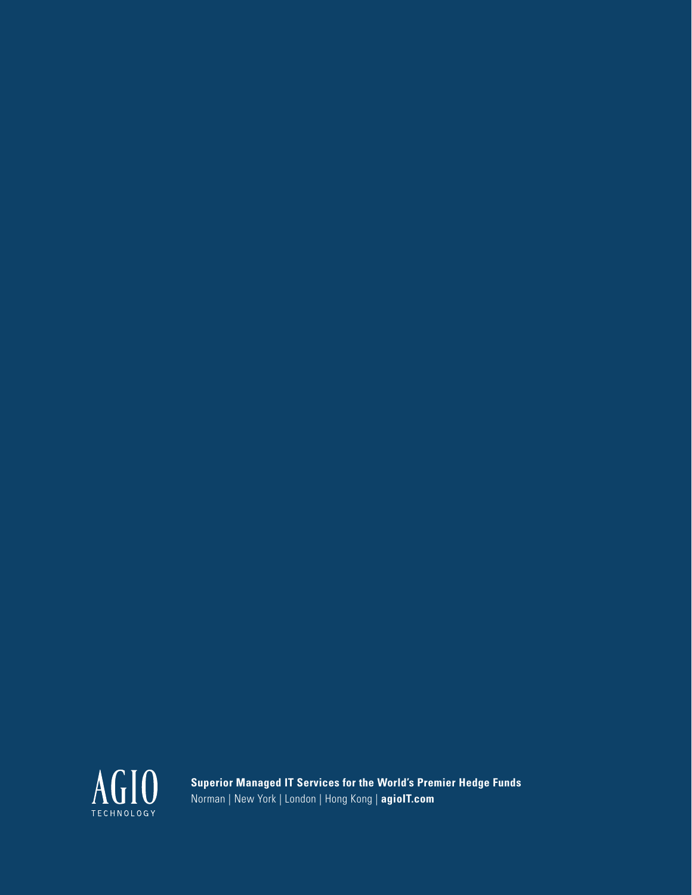AGIO
TECHNOLOGY

**Superior Managed IT Services for the World's Premier Hedge Funds**
Norman | New York | London | Hong Kong | **agioIT.com**